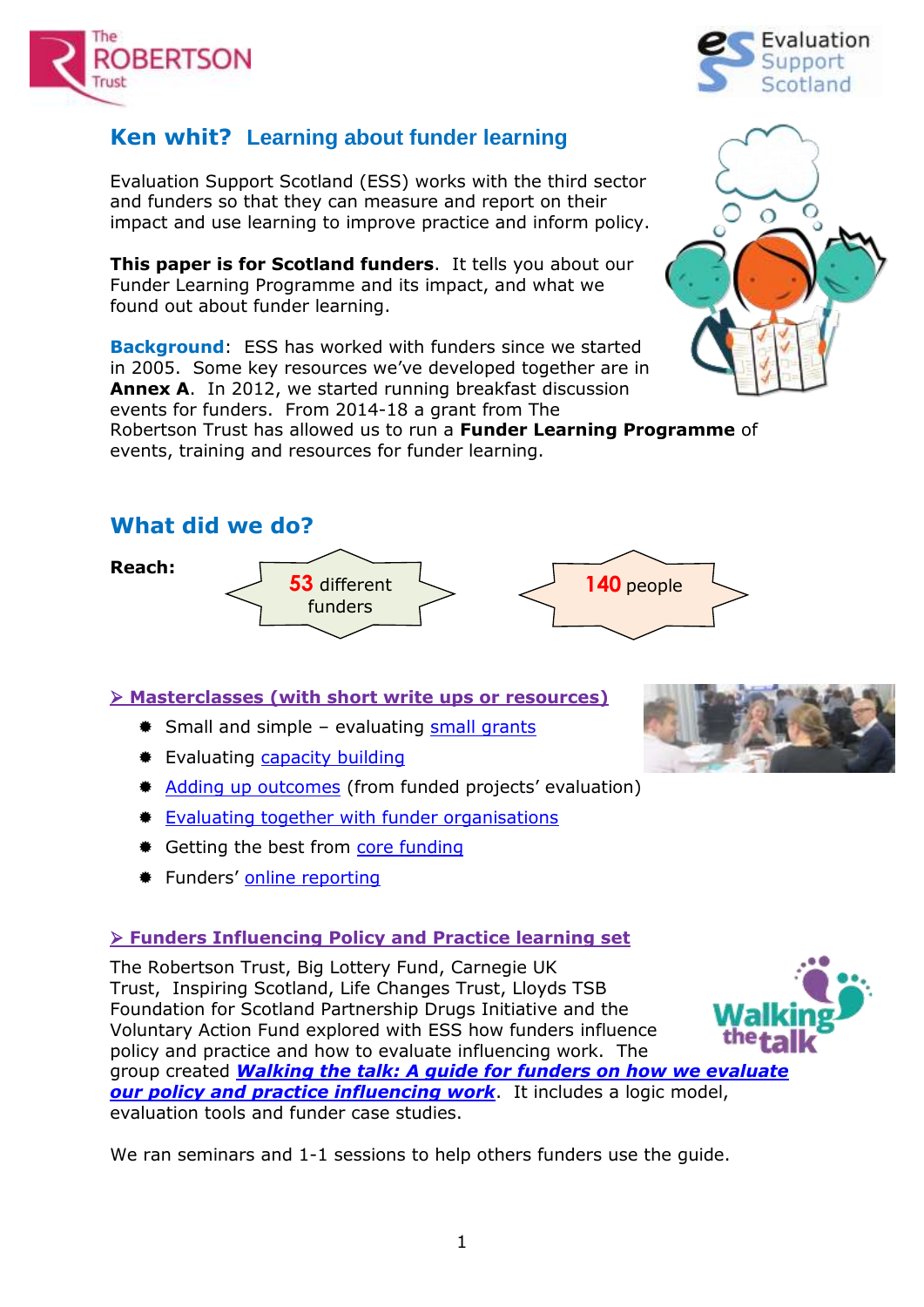# Ken whit? Learning about funder learning

Evaluation Support Scotland (ESS) works with the third sector and funders so that they can measure and report on their impact and use learning to improve practice and inform policy.

**This paper is for Scotland funders**. It tells you about our Funder Learning Programme and its impact, and what we found out about funder learning.

**Background**: ESS has worked with funders since we started in 2005. Some key resources we've developed together are in **Annex A**. In 2012, we started running breakfast discussion events for funders. From 2014-18 a grant from The Robertson Trust has allowed us to run a **Funder Learning Programme** of events, training and resources for funder learning.

## What did we do?

**Reach:** 53 different funders | 140 people

### ➢ Masterclasses (with short write ups or resources)

- Small and simple – evaluating small grants
- Evaluating capacity building
- Adding up outcomes (from funded projects' evaluation)
- Evaluating together with funder organisations
- Getting the best from core funding
- Funders' online reporting

### ➢ Funders Influencing Policy and Practice learning set

The Robertson Trust, Big Lottery Fund, Carnegie UK Trust, Inspiring Scotland, Life Changes Trust, Lloyds TSB Foundation for Scotland Partnership Drugs Initiative and the Voluntary Action Fund explored with ESS how funders influence policy and practice and how to evaluate influencing work. The group created ***Walking the talk: A guide for funders on how we evaluate our policy and practice influencing work***. It includes a logic model, evaluation tools and funder case studies.

We ran seminars and 1-1 sessions to help others funders use the guide.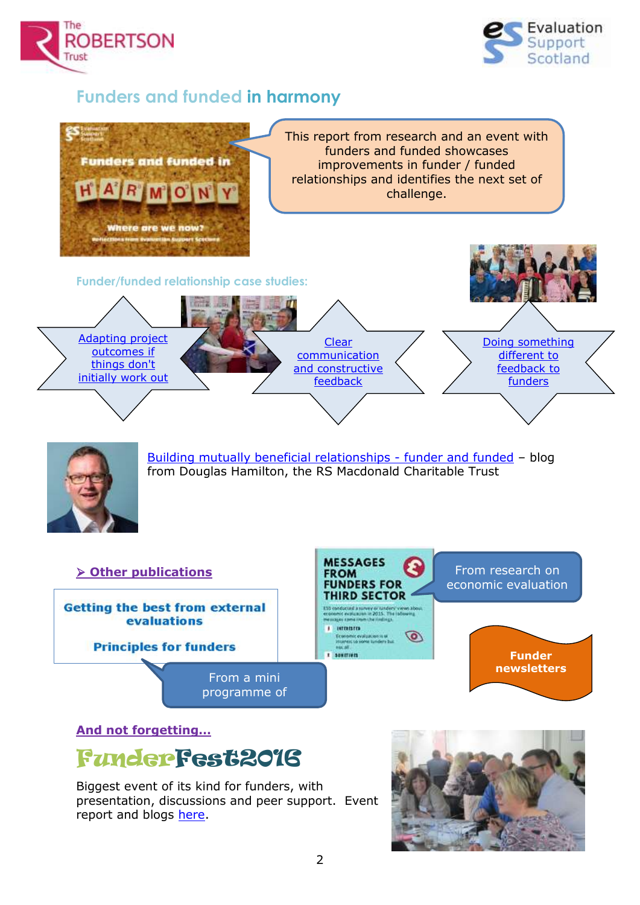## Funders and funded **in harmony**

This report from research and an event with funders and funded showcases improvements in funder / funded relationships and identifies the next set of challenge.

### Funder/funded relationship case studies:

- [Adapting project outcomes if things don't initially work out]
- [Clear communication and constructive feedback]
- [Doing something different to feedback to funders]

[Building mutually beneficial relationships - funder and funded] – blog from Douglas Hamilton, the RS Macdonald Charitable Trust

### ➢ Other publications

**Getting the best from external evaluations**

**Principles for funders**

From a mini programme of

**MESSAGES FROM FUNDERS FOR THIRD SECTOR**

From research on economic evaluation

**Funder newsletters**

### And not forgetting…

## FunderFest2016

Biggest event of its kind for funders, with presentation, discussions and peer support. Event report and blogs [here].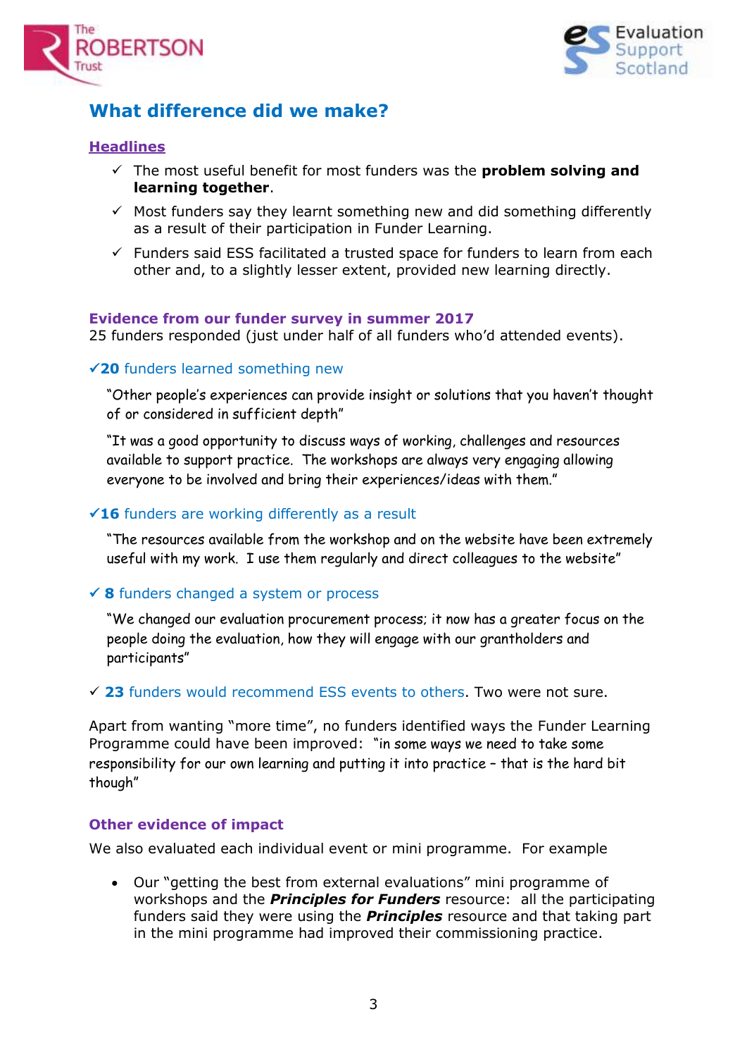## What difference did we make?

### Headlines

- ✓ The most useful benefit for most funders was the **problem solving and learning together**.
- ✓ Most funders say they learnt something new and did something differently as a result of their participation in Funder Learning.
- ✓ Funders said ESS facilitated a trusted space for funders to learn from each other and, to a slightly lesser extent, provided new learning directly.

### Evidence from our funder survey in summer 2017

25 funders responded (just under half of all funders who'd attended events).

✓**20** funders learned something new

"Other people's experiences can provide insight or solutions that you haven't thought of or considered in sufficient depth"

"It was a good opportunity to discuss ways of working, challenges and resources available to support practice. The workshops are always very engaging allowing everyone to be involved and bring their experiences/ideas with them."

✓**16** funders are working differently as a result

"The resources available from the workshop and on the website have been extremely useful with my work. I use them regularly and direct colleagues to the website"

✓ **8** funders changed a system or process

"We changed our evaluation procurement process; it now has a greater focus on the people doing the evaluation, how they will engage with our grantholders and participants"

✓ **23** funders would recommend ESS events to others. Two were not sure.

Apart from wanting "more time", no funders identified ways the Funder Learning Programme could have been improved: "in some ways we need to take some responsibility for our own learning and putting it into practice – that is the hard bit though"

### Other evidence of impact

We also evaluated each individual event or mini programme. For example

- Our "getting the best from external evaluations" mini programme of workshops and the ***Principles for Funders*** resource: all the participating funders said they were using the ***Principles*** resource and that taking part in the mini programme had improved their commissioning practice.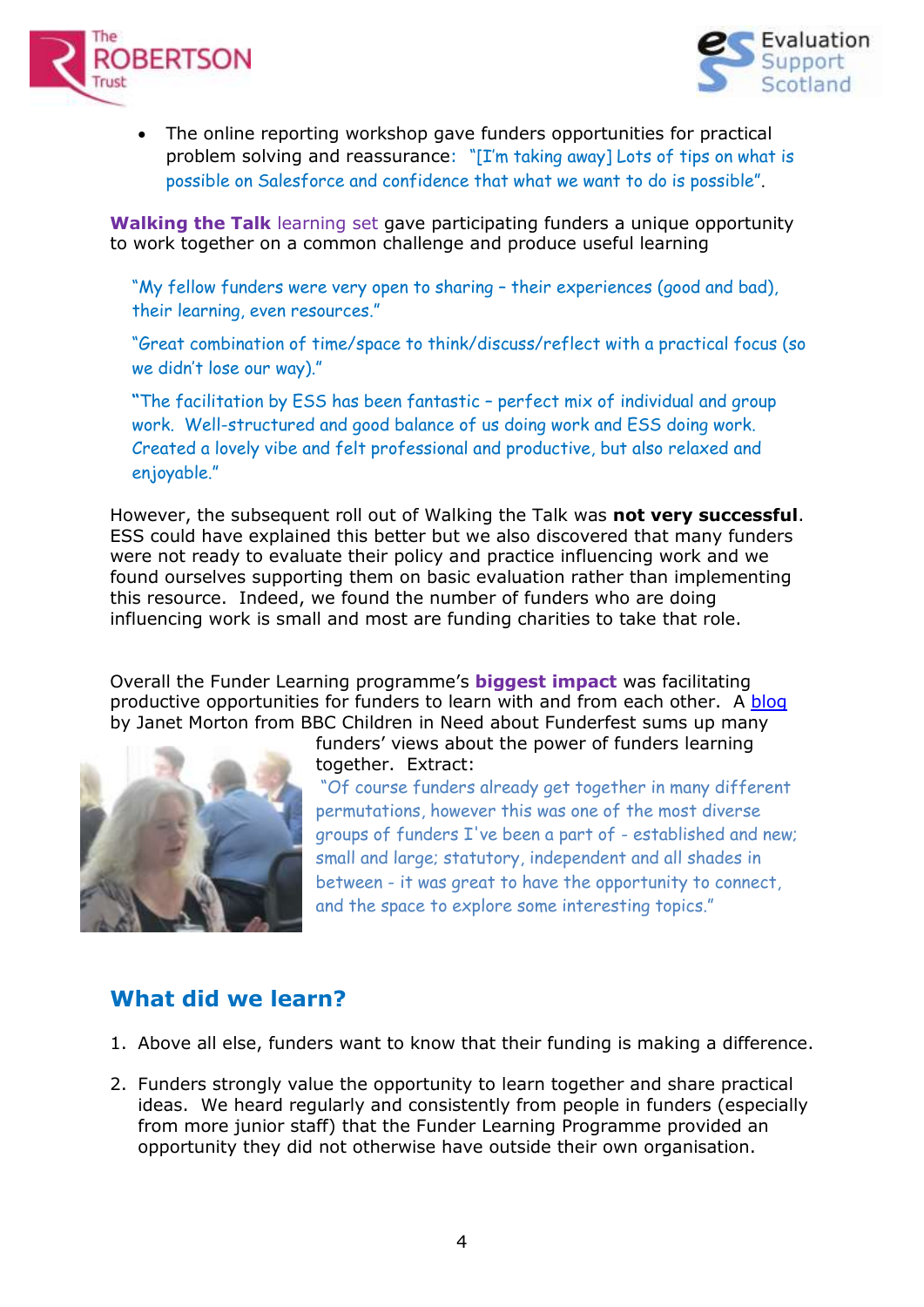- The online reporting workshop gave funders opportunities for practical problem solving and reassurance: "[I'm taking away] Lots of tips on what is possible on Salesforce and confidence that what we want to do is possible".

**Walking the Talk** learning set gave participating funders a unique opportunity to work together on a common challenge and produce useful learning

"My fellow funders were very open to sharing – their experiences (good and bad), their learning, even resources."

"Great combination of time/space to think/discuss/reflect with a practical focus (so we didn't lose our way)."

"The facilitation by ESS has been fantastic – perfect mix of individual and group work. Well-structured and good balance of us doing work and ESS doing work. Created a lovely vibe and felt professional and productive, but also relaxed and enjoyable."

However, the subsequent roll out of Walking the Talk was **not very successful**. ESS could have explained this better but we also discovered that many funders were not ready to evaluate their policy and practice influencing work and we found ourselves supporting them on basic evaluation rather than implementing this resource. Indeed, we found the number of funders who are doing influencing work is small and most are funding charities to take that role.

Overall the Funder Learning programme's **biggest impact** was facilitating productive opportunities for funders to learn with and from each other. A blog by Janet Morton from BBC Children in Need about Funderfest sums up many funders' views about the power of funders learning together. Extract:

"Of course funders already get together in many different permutations, however this was one of the most diverse groups of funders I've been a part of - established and new; small and large; statutory, independent and all shades in between - it was great to have the opportunity to connect, and the space to explore some interesting topics."

## What did we learn?

1. Above all else, funders want to know that their funding is making a difference.
2. Funders strongly value the opportunity to learn together and share practical ideas. We heard regularly and consistently from people in funders (especially from more junior staff) that the Funder Learning Programme provided an opportunity they did not otherwise have outside their own organisation.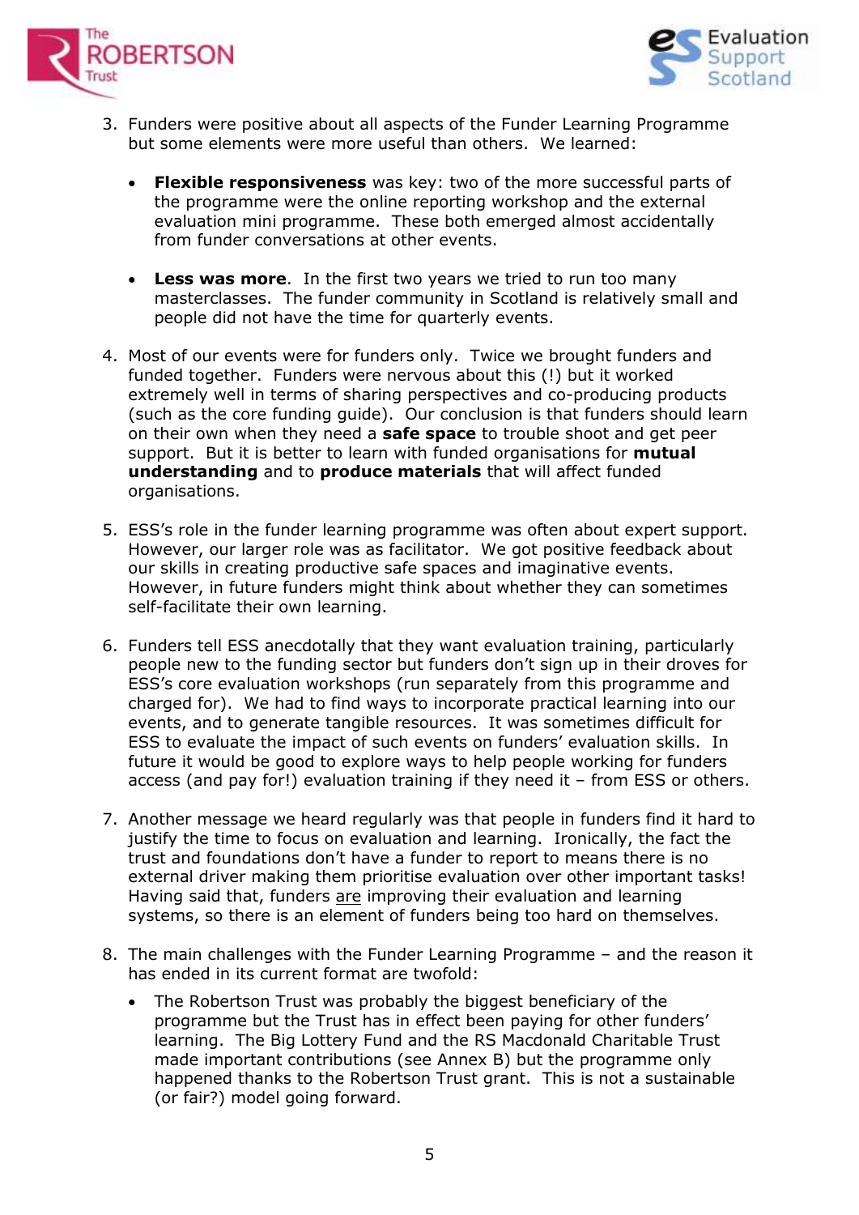3. Funders were positive about all aspects of the Funder Learning Programme but some elements were more useful than others. We learned:

    - **Flexible responsiveness** was key: two of the more successful parts of the programme were the online reporting workshop and the external evaluation mini programme. These both emerged almost accidentally from funder conversations at other events.

    - **Less was more**. In the first two years we tried to run too many masterclasses. The funder community in Scotland is relatively small and people did not have the time for quarterly events.

4. Most of our events were for funders only. Twice we brought funders and funded together. Funders were nervous about this (!) but it worked extremely well in terms of sharing perspectives and co-producing products (such as the core funding guide). Our conclusion is that funders should learn on their own when they need a **safe space** to trouble shoot and get peer support. But it is better to learn with funded organisations for **mutual understanding** and to **produce materials** that will affect funded organisations.

5. ESS's role in the funder learning programme was often about expert support. However, our larger role was as facilitator. We got positive feedback about our skills in creating productive safe spaces and imaginative events. However, in future funders might think about whether they can sometimes self-facilitate their own learning.

6. Funders tell ESS anecdotally that they want evaluation training, particularly people new to the funding sector but funders don't sign up in their droves for ESS's core evaluation workshops (run separately from this programme and charged for). We had to find ways to incorporate practical learning into our events, and to generate tangible resources. It was sometimes difficult for ESS to evaluate the impact of such events on funders' evaluation skills. In future it would be good to explore ways to help people working for funders access (and pay for!) evaluation training if they need it – from ESS or others.

7. Another message we heard regularly was that people in funders find it hard to justify the time to focus on evaluation and learning. Ironically, the fact the trust and foundations don't have a funder to report to means there is no external driver making them prioritise evaluation over other important tasks! Having said that, funders <u>are</u> improving their evaluation and learning systems, so there is an element of funders being too hard on themselves.

8. The main challenges with the Funder Learning Programme – and the reason it has ended in its current format are twofold:

    - The Robertson Trust was probably the biggest beneficiary of the programme but the Trust has in effect been paying for other funders' learning. The Big Lottery Fund and the RS Macdonald Charitable Trust made important contributions (see Annex B) but the programme only happened thanks to the Robertson Trust grant. This is not a sustainable (or fair?) model going forward.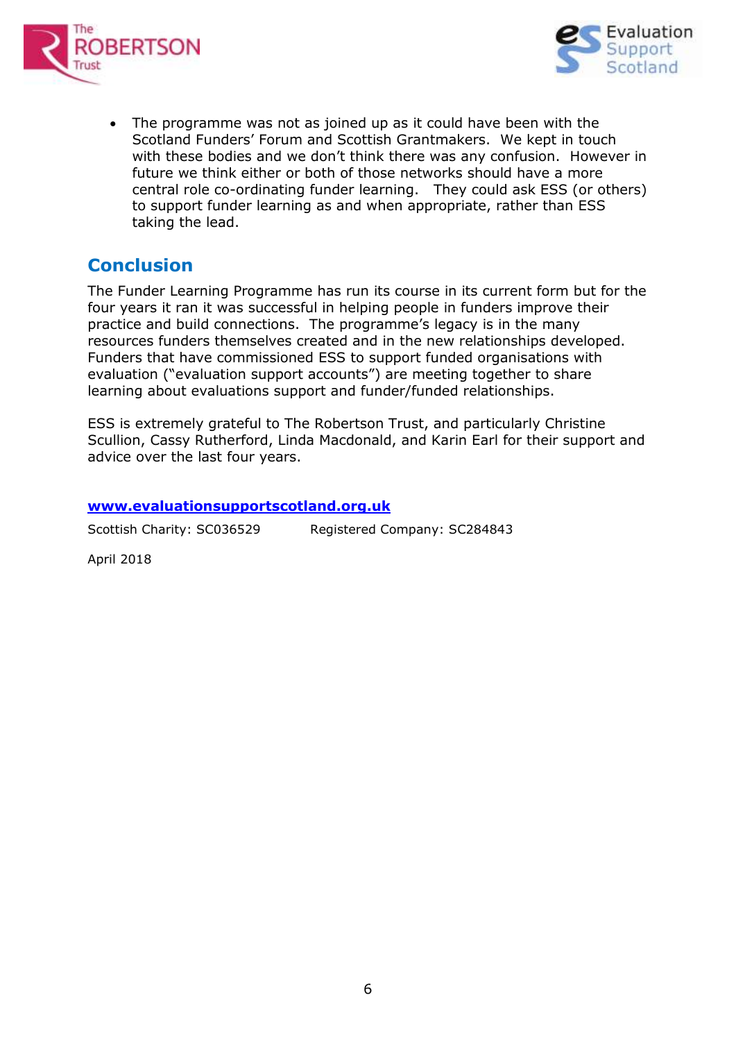- The programme was not as joined up as it could have been with the Scotland Funders' Forum and Scottish Grantmakers. We kept in touch with these bodies and we don't think there was any confusion. However in future we think either or both of those networks should have a more central role co-ordinating funder learning. They could ask ESS (or others) to support funder learning as and when appropriate, rather than ESS taking the lead.

## Conclusion

The Funder Learning Programme has run its course in its current form but for the four years it ran it was successful in helping people in funders improve their practice and build connections. The programme's legacy is in the many resources funders themselves created and in the new relationships developed. Funders that have commissioned ESS to support funded organisations with evaluation ("evaluation support accounts") are meeting together to share learning about evaluations support and funder/funded relationships.

ESS is extremely grateful to The Robertson Trust, and particularly Christine Scullion, Cassy Rutherford, Linda Macdonald, and Karin Earl for their support and advice over the last four years.

**www.evaluationsupportscotland.org.uk**

Scottish Charity: SC036529 Registered Company: SC284843

April 2018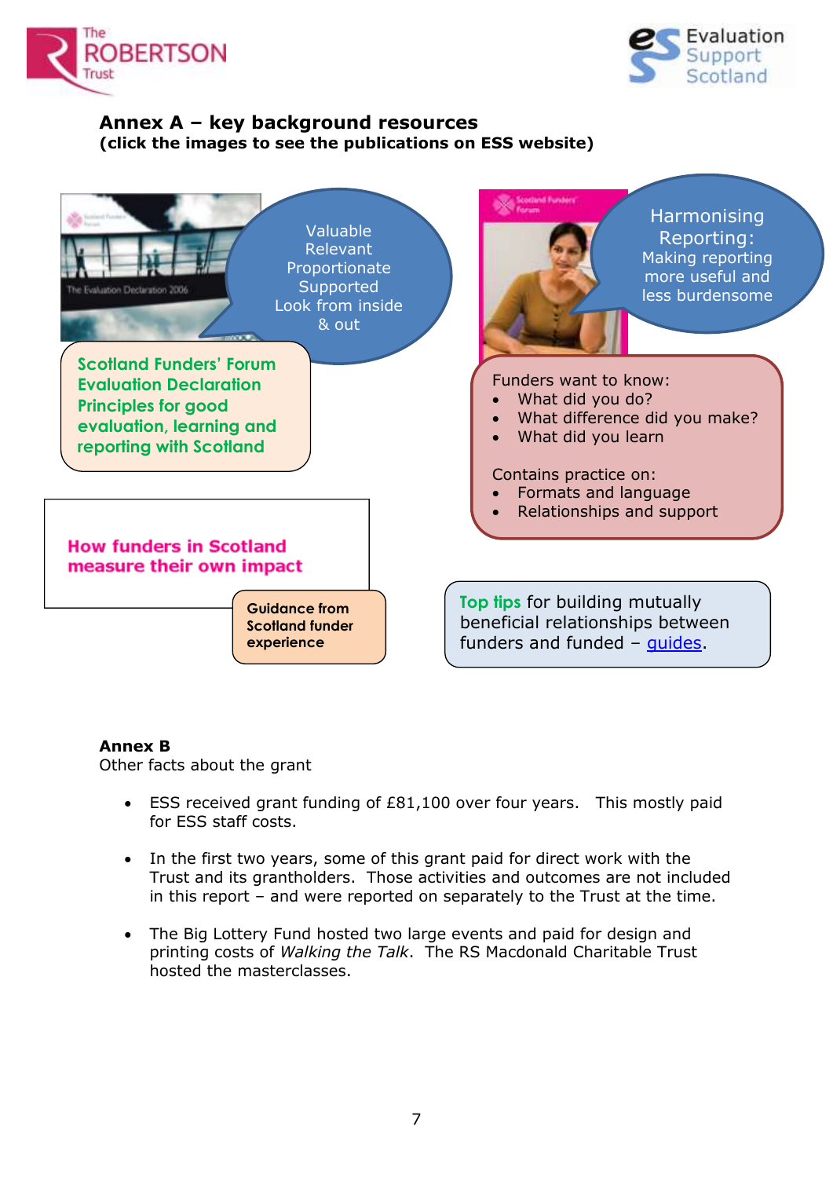## Annex A – key background resources

**(click the images to see the publications on ESS website)**

Valuable
Relevant
Proportionate
Supported
Look from inside & out

**Scotland Funders' Forum Evaluation Declaration Principles for good evaluation, learning and reporting with Scotland**

Harmonising Reporting:
Making reporting more useful and less burdensome

Funders want to know:

- What did you do?
- What difference did you make?
- What did you learn

Contains practice on:

- Formats and language
- Relationships and support

**How funders in Scotland measure their own impact**

**Guidance from Scotland funder experience**

Top tips for building mutually beneficial relationships between funders and funded – guides.

**Annex B**

Other facts about the grant

- ESS received grant funding of £81,100 over four years. This mostly paid for ESS staff costs.
- In the first two years, some of this grant paid for direct work with the Trust and its grantholders. Those activities and outcomes are not included in this report – and were reported on separately to the Trust at the time.
- The Big Lottery Fund hosted two large events and paid for design and printing costs of *Walking the Talk*. The RS Macdonald Charitable Trust hosted the masterclasses.